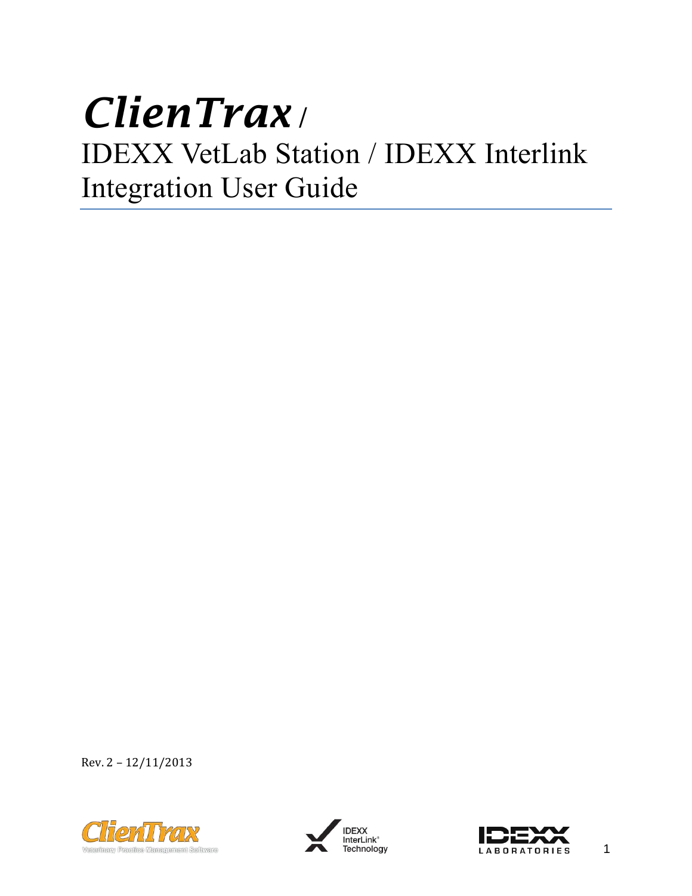# *ClienTrax* / IDEXX VetLab Station / IDEXX Interlink Integration User Guide

Rev. 2 – 12/11/2013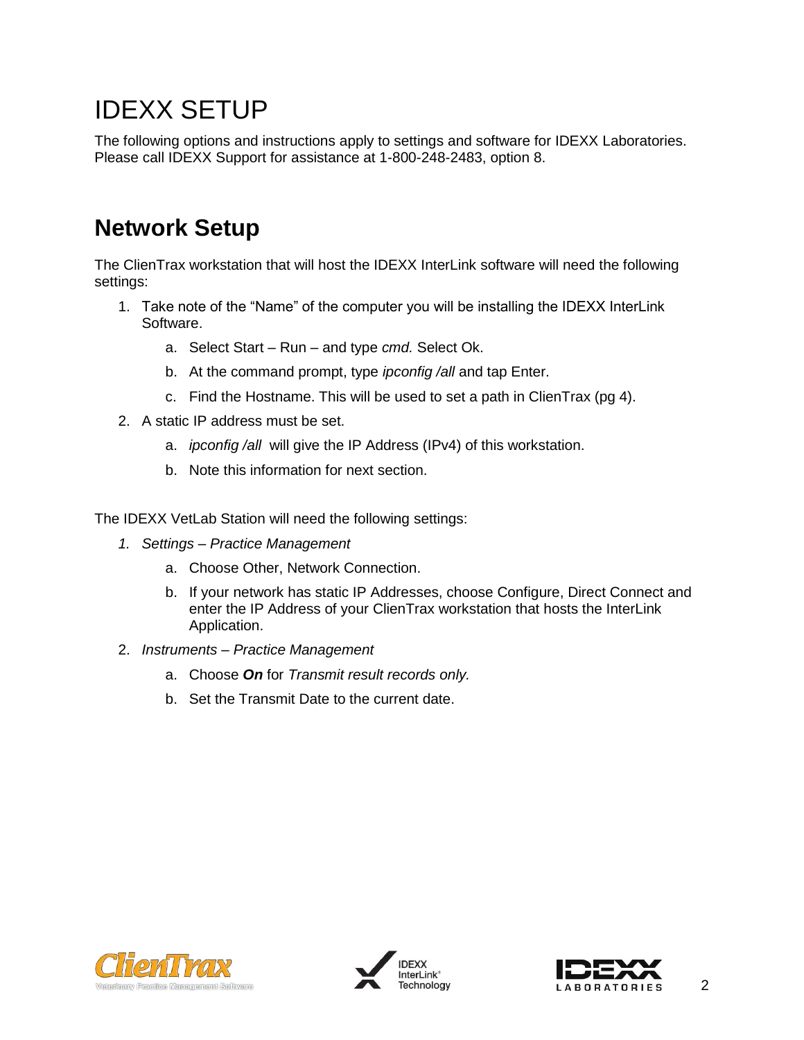# IDEXX SETUP

The following options and instructions apply to settings and software for IDEXX Laboratories. Please call IDEXX Support for assistance at 1-800-248-2483, option 8.

## Network Setup

The ClienTrax workstation that will host the IDEXX InterLink software will need the following settings:

1. Take note of the “Name” of the computer you will be installing the IDEXX InterLink Software.
    a. Select Start – Run – and type *cmd.* Select Ok.
    b. At the command prompt, type *ipconfig /all* and tap Enter.
    c. Find the Hostname. This will be used to set a path in ClienTrax (pg 4).
2. A static IP address must be set.
    a. *ipconfig /all* will give the IP Address (IPv4) of this workstation.
    b. Note this information for next section.

The IDEXX VetLab Station will need the following settings:

1. *Settings – Practice Management*
    a. Choose Other, Network Connection.
    b. If your network has static IP Addresses, choose Configure, Direct Connect and enter the IP Address of your ClienTrax workstation that hosts the InterLink Application.
2. *Instruments – Practice Management*
    a. Choose ***On*** for *Transmit result records only.*
    b. Set the Transmit Date to the current date.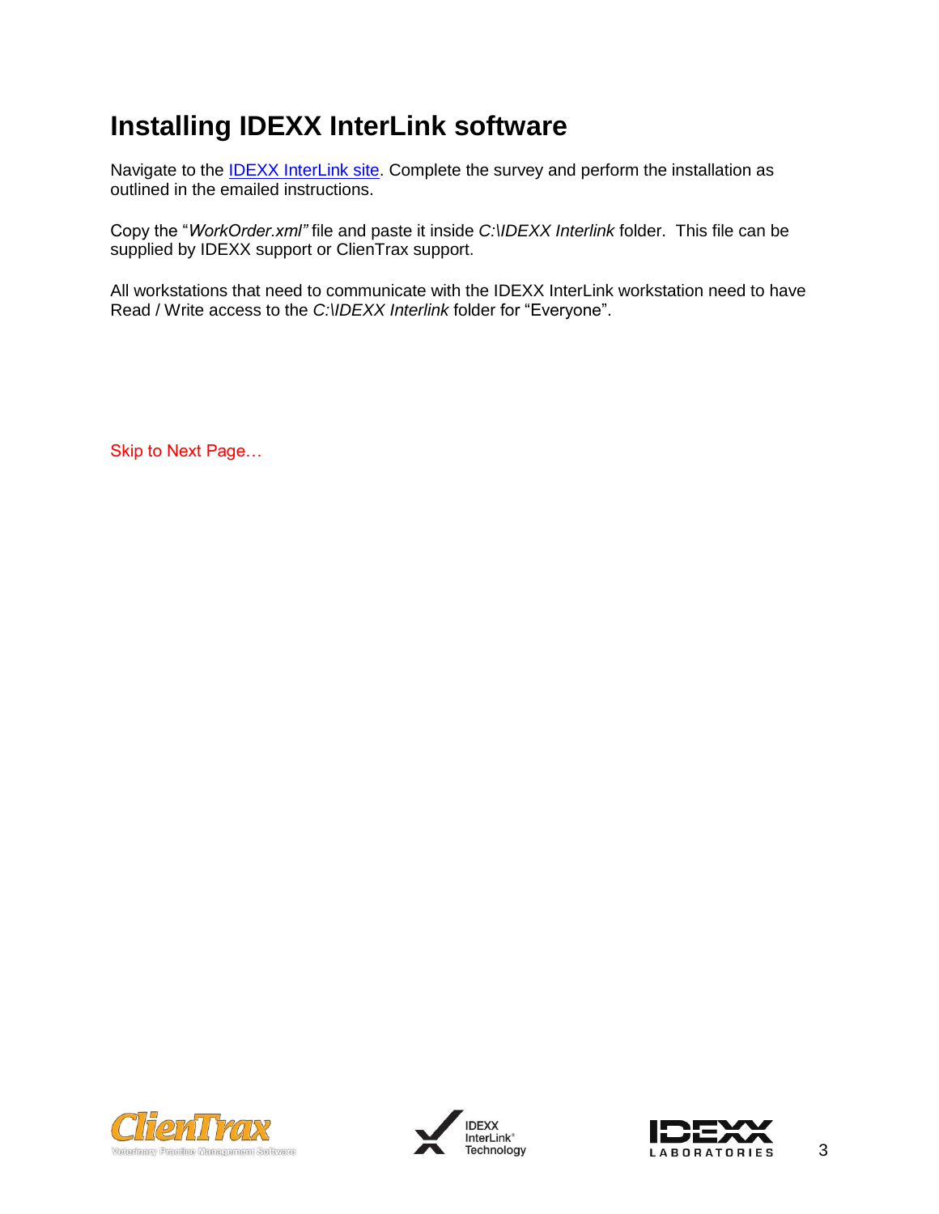# Installing IDEXX InterLink software

Navigate to the IDEXX InterLink site. Complete the survey and perform the installation as outlined in the emailed instructions.

Copy the "*WorkOrder.xml"* file and paste it inside *C:\IDEXX Interlink* folder. This file can be supplied by IDEXX support or ClienTrax support.

All workstations that need to communicate with the IDEXX InterLink workstation need to have Read / Write access to the *C:\IDEXX Interlink* folder for "Everyone".

Skip to Next Page…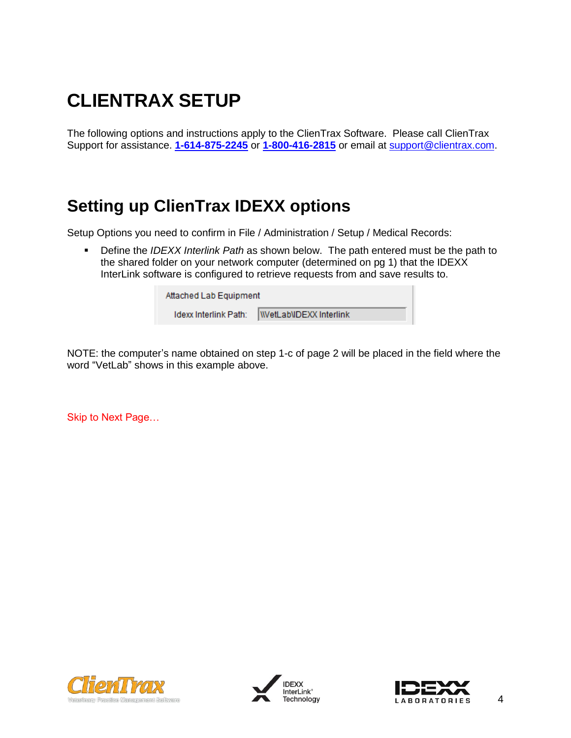# CLIENTRAX SETUP

The following options and instructions apply to the ClienTrax Software. Please call ClienTrax Support for assistance. **1-614-875-2245** or **1-800-416-2815** or email at support@clientrax.com.

## Setting up ClienTrax IDEXX options

Setup Options you need to confirm in File / Administration / Setup / Medical Records:

- Define the *IDEXX Interlink Path* as shown below. The path entered must be the path to the shared folder on your network computer (determined on pg 1) that the IDEXX InterLink software is configured to retrieve requests from and save results to.

Attached Lab Equipment

Idexx Interlink Path: \\VetLab\IDEXX Interlink

NOTE: the computer's name obtained on step 1-c of page 2 will be placed in the field where the word "VetLab" shows in this example above.

Skip to Next Page…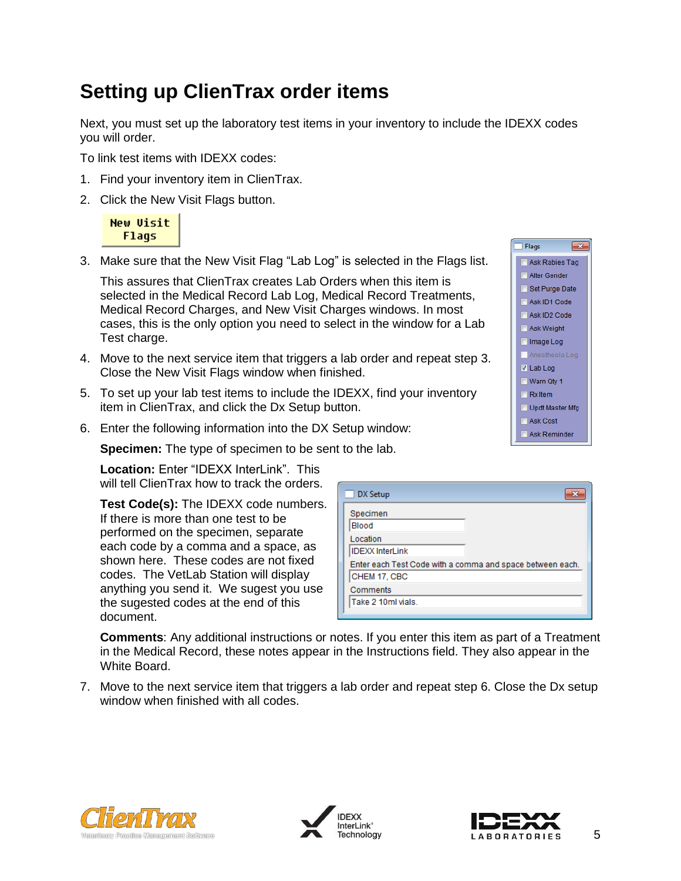# Setting up ClienTrax order items

Next, you must set up the laboratory test items in your inventory to include the IDEXX codes you will order.

To link test items with IDEXX codes:

1. Find your inventory item in ClienTrax.
2. Click the New Visit Flags button.

   New Visit Flags

3. Make sure that the New Visit Flag “Lab Log” is selected in the Flags list.

   This assures that ClienTrax creates Lab Orders when this item is selected in the Medical Record Lab Log, Medical Record Treatments, Medical Record Charges, and New Visit Charges windows. In most cases, this is the only option you need to select in the window for a Lab Test charge.

4. Move to the next service item that triggers a lab order and repeat step 3. Close the New Visit Flags window when finished.
5. To set up your lab test items to include the IDEXX, find your inventory item in ClienTrax, and click the Dx Setup button.
6. Enter the following information into the DX Setup window:

   **Specimen:** The type of specimen to be sent to the lab.

   **Location:** Enter “IDEXX InterLink”. This will tell ClienTrax how to track the orders.

   **Test Code(s):** The IDEXX code numbers. If there is more than one test to be performed on the specimen, separate each code by a comma and a space, as shown here. These codes are not fixed codes. The VetLab Station will display anything you send it. We sugest you use the sugested codes at the end of this document.

   **Comments**: Any additional instructions or notes. If you enter this item as part of a Treatment in the Medical Record, these notes appear in the Instructions field. They also appear in the White Board.

7. Move to the next service item that triggers a lab order and repeat step 6. Close the Dx setup window when finished with all codes.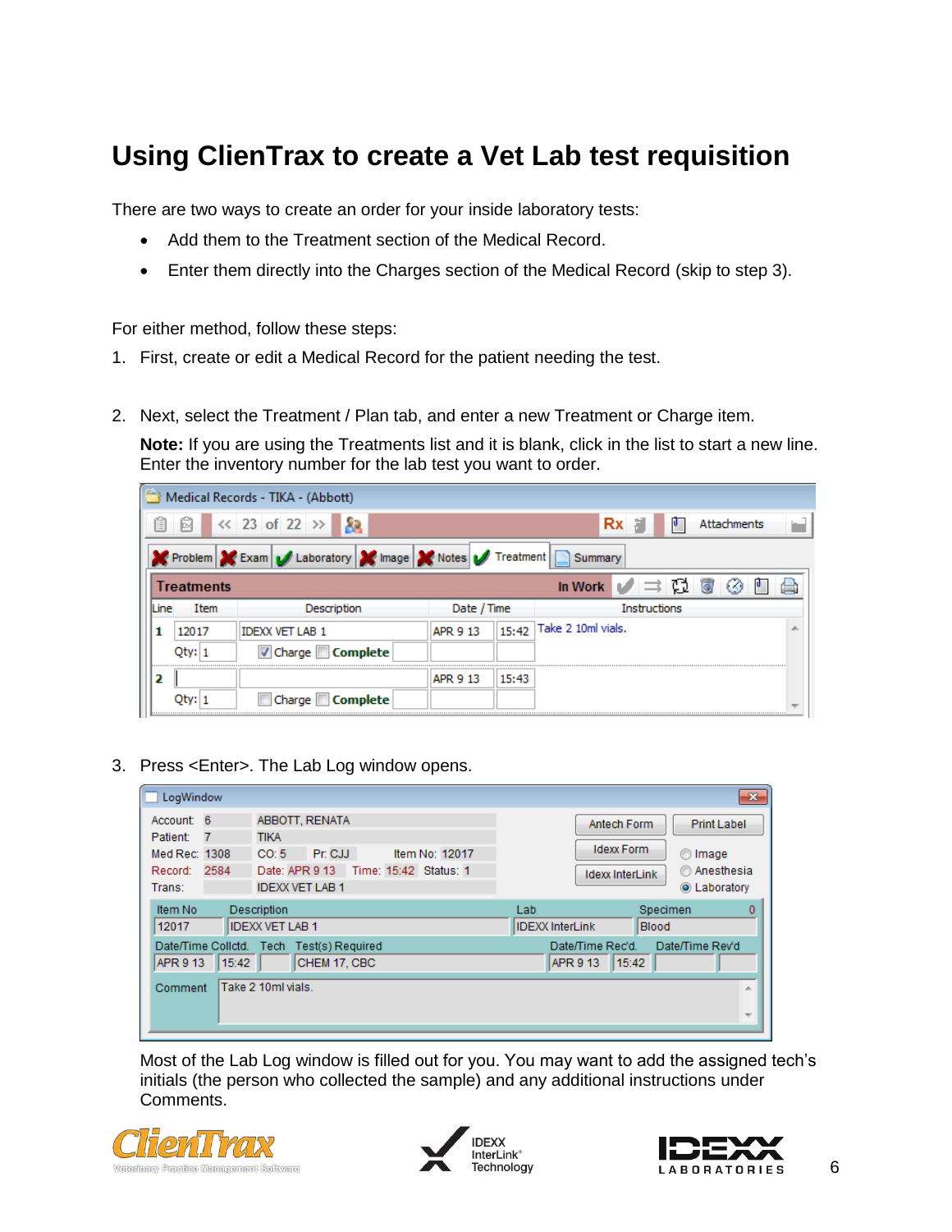# Using ClienTrax to create a Vet Lab test requisition

There are two ways to create an order for your inside laboratory tests:

- Add them to the Treatment section of the Medical Record.
- Enter them directly into the Charges section of the Medical Record (skip to step 3).

For either method, follow these steps:

1. First, create or edit a Medical Record for the patient needing the test.

2. Next, select the Treatment / Plan tab, and enter a new Treatment or Charge item.

   **Note:** If you are using the Treatments list and it is blank, click in the list to start a new line. Enter the inventory number for the lab test you want to order.

3. Press <Enter>. The Lab Log window opens.

   Most of the Lab Log window is filled out for you. You may want to add the assigned tech's initials (the person who collected the sample) and any additional instructions under Comments.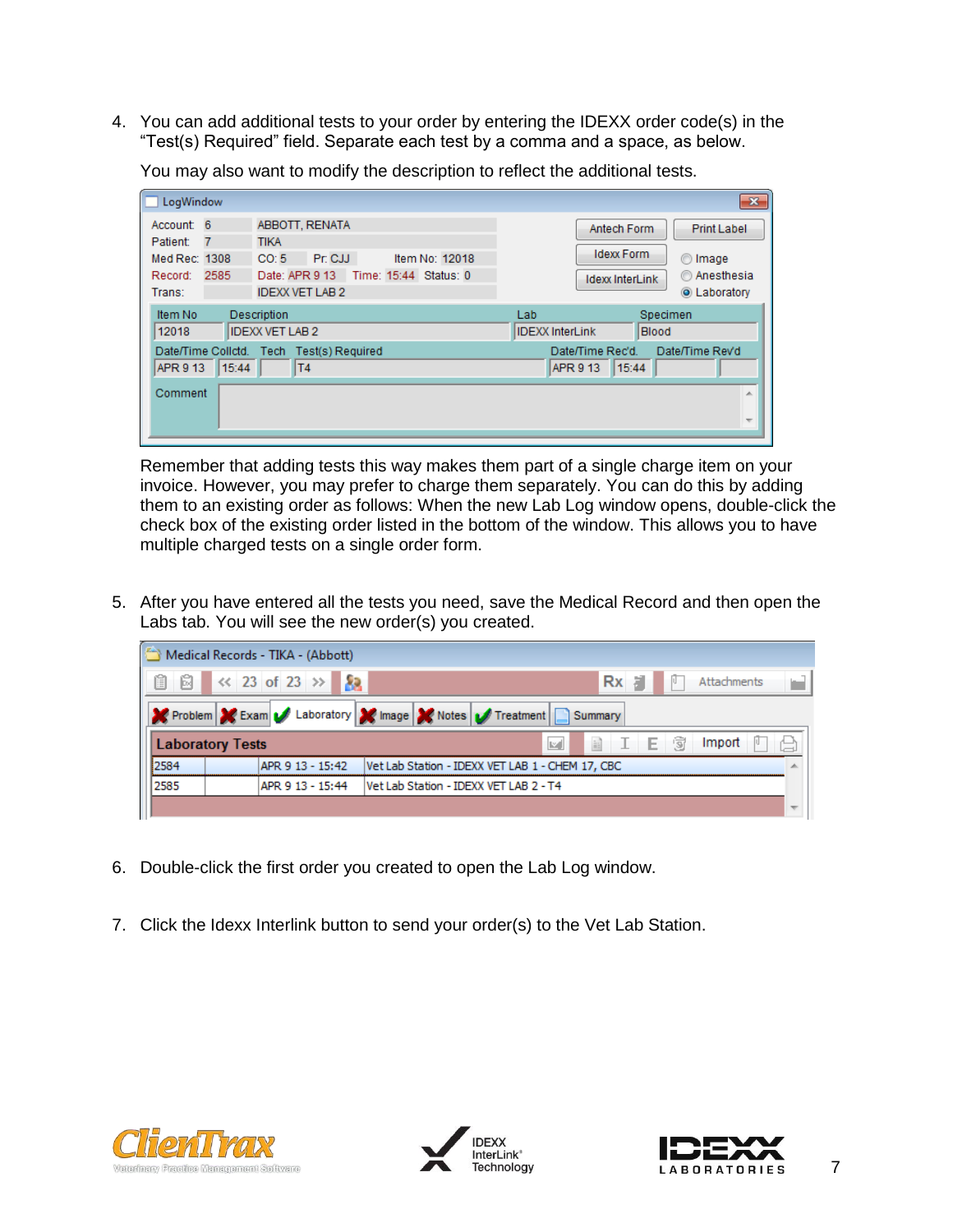4. You can add additional tests to your order by entering the IDEXX order code(s) in the “Test(s) Required” field. Separate each test by a comma and a space, as below.

   You may also want to modify the description to reflect the additional tests.

   Remember that adding tests this way makes them part of a single charge item on your invoice. However, you may prefer to charge them separately. You can do this by adding them to an existing order as follows: When the new Lab Log window opens, double-click the check box of the existing order listed in the bottom of the window. This allows you to have multiple charged tests on a single order form.

5. After you have entered all the tests you need, save the Medical Record and then open the Labs tab. You will see the new order(s) you created.

6. Double-click the first order you created to open the Lab Log window.

7. Click the Idexx Interlink button to send your order(s) to the Vet Lab Station.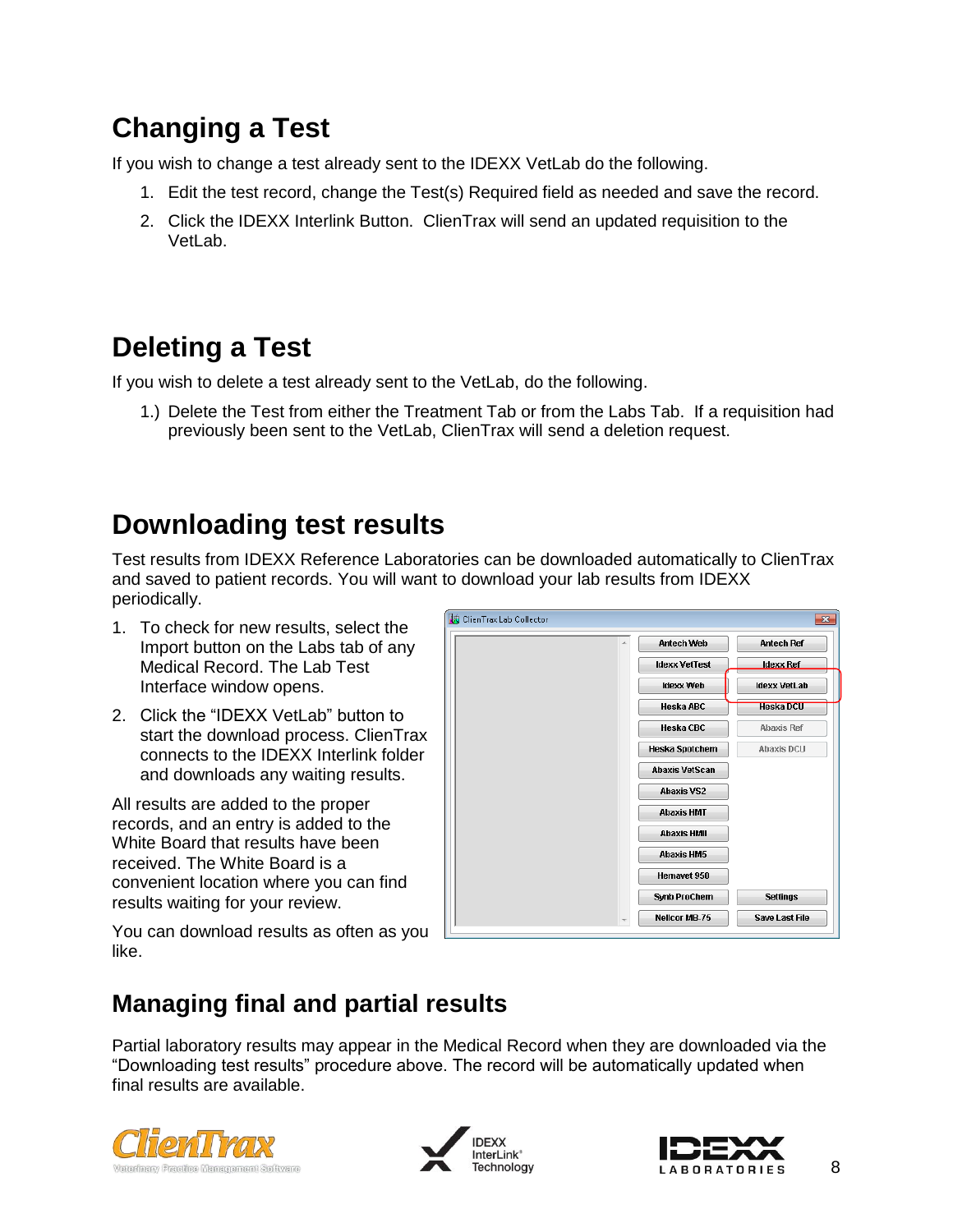## Changing a Test

If you wish to change a test already sent to the IDEXX VetLab do the following.

1. Edit the test record, change the Test(s) Required field as needed and save the record.
2. Click the IDEXX Interlink Button. ClienTrax will send an updated requisition to the VetLab.

## Deleting a Test

If you wish to delete a test already sent to the VetLab, do the following.

1.) Delete the Test from either the Treatment Tab or from the Labs Tab. If a requisition had previously been sent to the VetLab, ClienTrax will send a deletion request.

## Downloading test results

Test results from IDEXX Reference Laboratories can be downloaded automatically to ClienTrax and saved to patient records. You will want to download your lab results from IDEXX periodically.

1. To check for new results, select the Import button on the Labs tab of any Medical Record. The Lab Test Interface window opens.
2. Click the "IDEXX VetLab" button to start the download process. ClienTrax connects to the IDEXX Interlink folder and downloads any waiting results.

All results are added to the proper records, and an entry is added to the White Board that results have been received. The White Board is a convenient location where you can find results waiting for your review.

You can download results as often as you like.

ClienTrax Lab Collector

Antech Web
Antech Ref
Idexx VetTest
Idexx Ref
Idexx Web
Idexx VetLab
Heska ABC
Heska DCU
Heska CBC
Abaxis Ref
Heska Spotchem
Abaxis DCU
Abaxis VetScan
Abaxis VS2
Abaxis HMT
Abaxis HMII
Abaxis HM5
Hemavet 950
Synb ProChem
Settings
Nelicor MB-75
Save Last File

### Managing final and partial results

Partial laboratory results may appear in the Medical Record when they are downloaded via the "Downloading test results" procedure above. The record will be automatically updated when final results are available.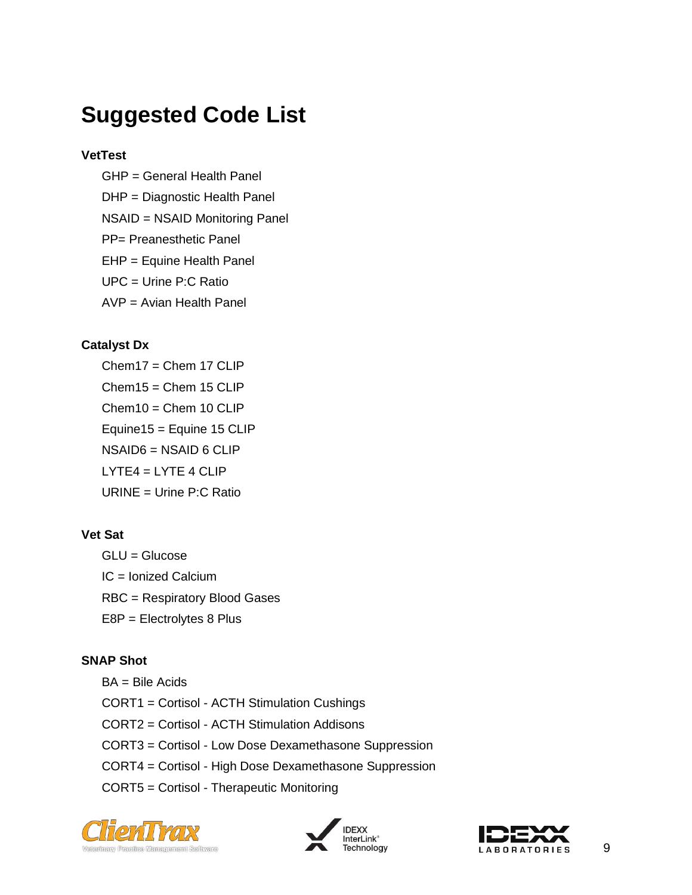# Suggested Code List

**VetTest**

- GHP = General Health Panel
- DHP = Diagnostic Health Panel
- NSAID = NSAID Monitoring Panel
- PP= Preanesthetic Panel
- EHP = Equine Health Panel
- UPC = Urine P:C Ratio
- AVP = Avian Health Panel

**Catalyst Dx**

- Chem17 = Chem 17 CLIP
- Chem15 = Chem 15 CLIP
- Chem10 = Chem 10 CLIP
- Equine15 = Equine 15 CLIP
- NSAID6 = NSAID 6 CLIP
- LYTE4 = LYTE 4 CLIP
- URINE = Urine P:C Ratio

**Vet Sat**

- GLU = Glucose
- IC = Ionized Calcium
- RBC = Respiratory Blood Gases
- E8P = Electrolytes 8 Plus

**SNAP Shot**

- BA = Bile Acids
- CORT1 = Cortisol - ACTH Stimulation Cushings
- CORT2 = Cortisol - ACTH Stimulation Addisons
- CORT3 = Cortisol - Low Dose Dexamethasone Suppression
- CORT4 = Cortisol - High Dose Dexamethasone Suppression
- CORT5 = Cortisol - Therapeutic Monitoring